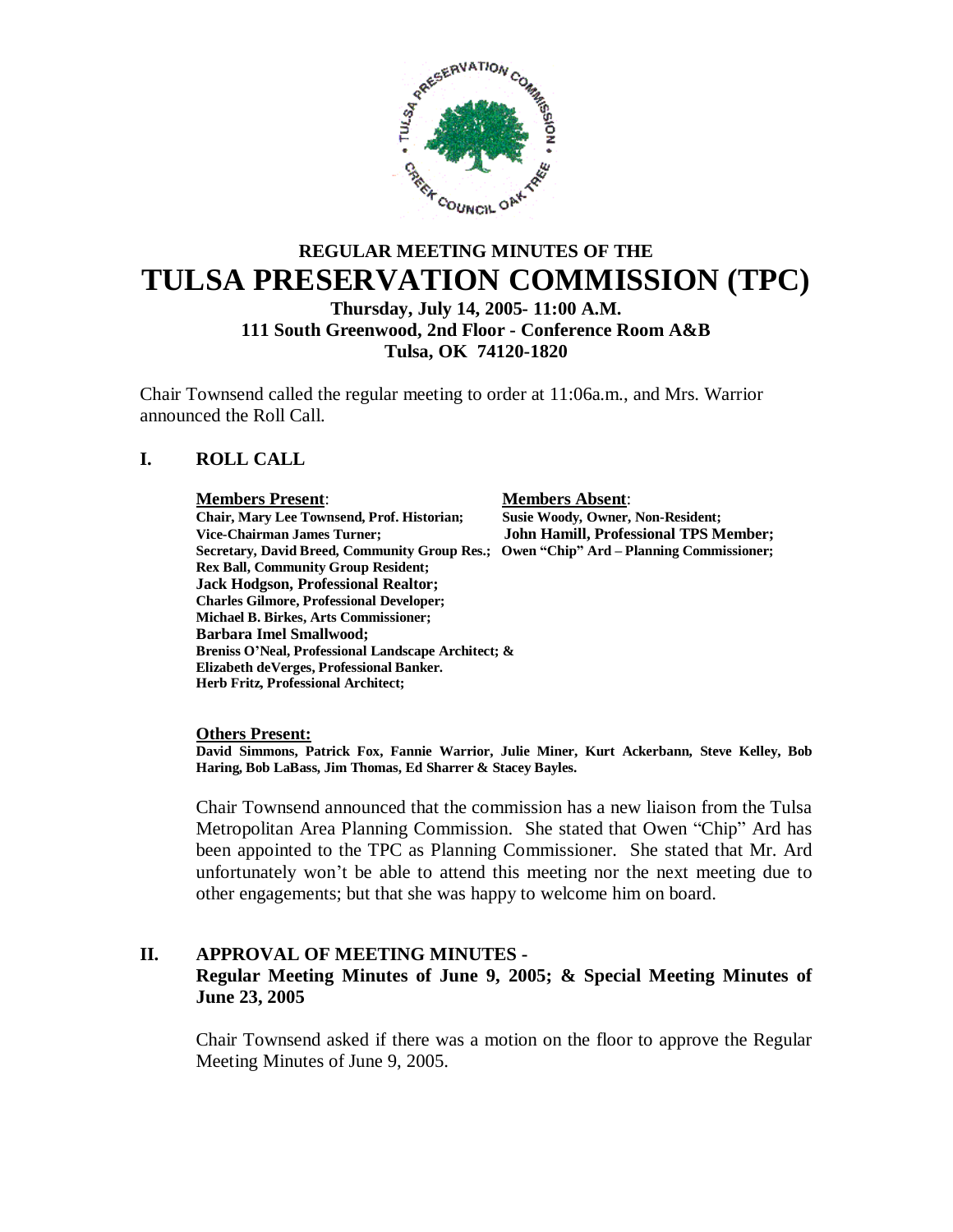# REGULAR MEETING MINUTES OF THE

# TULSA PRESERVATION COMMISSION (TPC)

**Thursday, July 14, 2005- 11:00 A.M.**
**111 South Greenwood, 2nd Floor - Conference Room A&B**
**Tulsa, OK 74120-1820**

Chair Townsend called the regular meeting to order at 11:06a.m., and Mrs. Warrior announced the Roll Call.

## I. ROLL CALL

| **Members Present**: | **Members Absent**: |
|---|---|
| **Chair, Mary Lee Townsend, Prof. Historian;** | **Susie Woody, Owner, Non-Resident;** |
| **Vice-Chairman James Turner;** | **John Hamill, Professional TPS Member;** |
| **Secretary, David Breed, Community Group Res.;** | **Owen "Chip" Ard – Planning Commissioner;** |
| **Rex Ball, Community Group Resident;** | |
| **Jack Hodgson, Professional Realtor;** | |
| **Charles Gilmore, Professional Developer;** | |
| **Michael B. Birkes, Arts Commissioner;** | |
| **Barbara Imel Smallwood;** | |
| **Breniss O'Neal, Professional Landscape Architect; &** | |
| **Elizabeth deVerges, Professional Banker.** | |
| **Herb Fritz, Professional Architect;** | |

**Others Present:**
**David Simmons, Patrick Fox, Fannie Warrior, Julie Miner, Kurt Ackerbann, Steve Kelley, Bob Haring, Bob LaBass, Jim Thomas, Ed Sharrer & Stacey Bayles.**

Chair Townsend announced that the commission has a new liaison from the Tulsa Metropolitan Area Planning Commission. She stated that Owen "Chip" Ard has been appointed to the TPC as Planning Commissioner. She stated that Mr. Ard unfortunately won't be able to attend this meeting nor the next meeting due to other engagements; but that she was happy to welcome him on board.

## II. APPROVAL OF MEETING MINUTES - Regular Meeting Minutes of June 9, 2005; & Special Meeting Minutes of June 23, 2005

Chair Townsend asked if there was a motion on the floor to approve the Regular Meeting Minutes of June 9, 2005.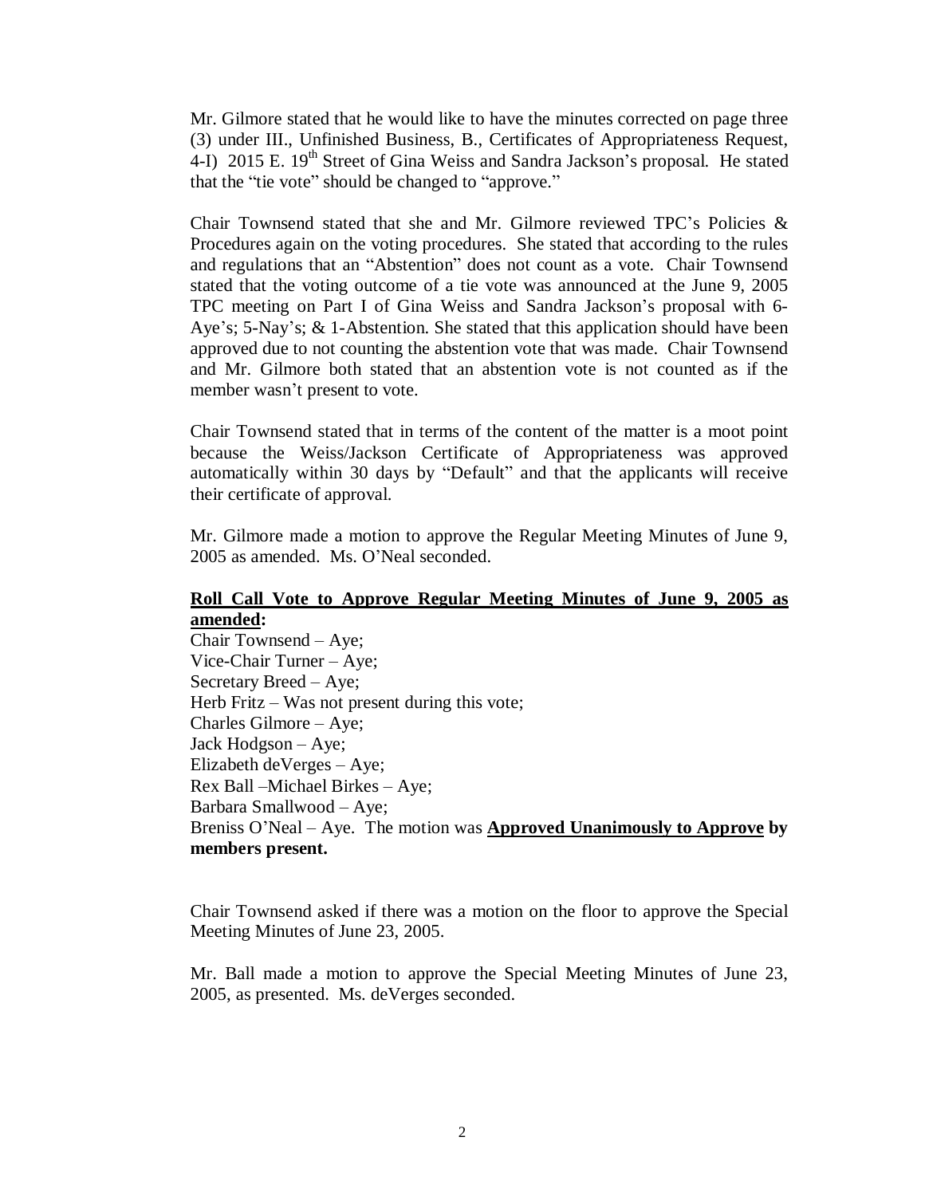Mr. Gilmore stated that he would like to have the minutes corrected on page three (3) under III., Unfinished Business, B., Certificates of Appropriateness Request, 4-I) 2015 E. 19th Street of Gina Weiss and Sandra Jackson's proposal. He stated that the "tie vote" should be changed to "approve."

Chair Townsend stated that she and Mr. Gilmore reviewed TPC's Policies & Procedures again on the voting procedures. She stated that according to the rules and regulations that an "Abstention" does not count as a vote. Chair Townsend stated that the voting outcome of a tie vote was announced at the June 9, 2005 TPC meeting on Part I of Gina Weiss and Sandra Jackson's proposal with 6-Aye's; 5-Nay's; & 1-Abstention. She stated that this application should have been approved due to not counting the abstention vote that was made. Chair Townsend and Mr. Gilmore both stated that an abstention vote is not counted as if the member wasn't present to vote.

Chair Townsend stated that in terms of the content of the matter is a moot point because the Weiss/Jackson Certificate of Appropriateness was approved automatically within 30 days by "Default" and that the applicants will receive their certificate of approval.

Mr. Gilmore made a motion to approve the Regular Meeting Minutes of June 9, 2005 as amended. Ms. O'Neal seconded.

**Roll Call Vote to Approve Regular Meeting Minutes of June 9, 2005 as amended:**

Chair Townsend – Aye;
Vice-Chair Turner – Aye;
Secretary Breed – Aye;
Herb Fritz – Was not present during this vote;
Charles Gilmore – Aye;
Jack Hodgson – Aye;
Elizabeth deVerges – Aye;
Rex Ball –Michael Birkes – Aye;
Barbara Smallwood – Aye;
Breniss O'Neal – Aye. The motion was **Approved Unanimously to Approve by members present.**

Chair Townsend asked if there was a motion on the floor to approve the Special Meeting Minutes of June 23, 2005.

Mr. Ball made a motion to approve the Special Meeting Minutes of June 23, 2005, as presented. Ms. deVerges seconded.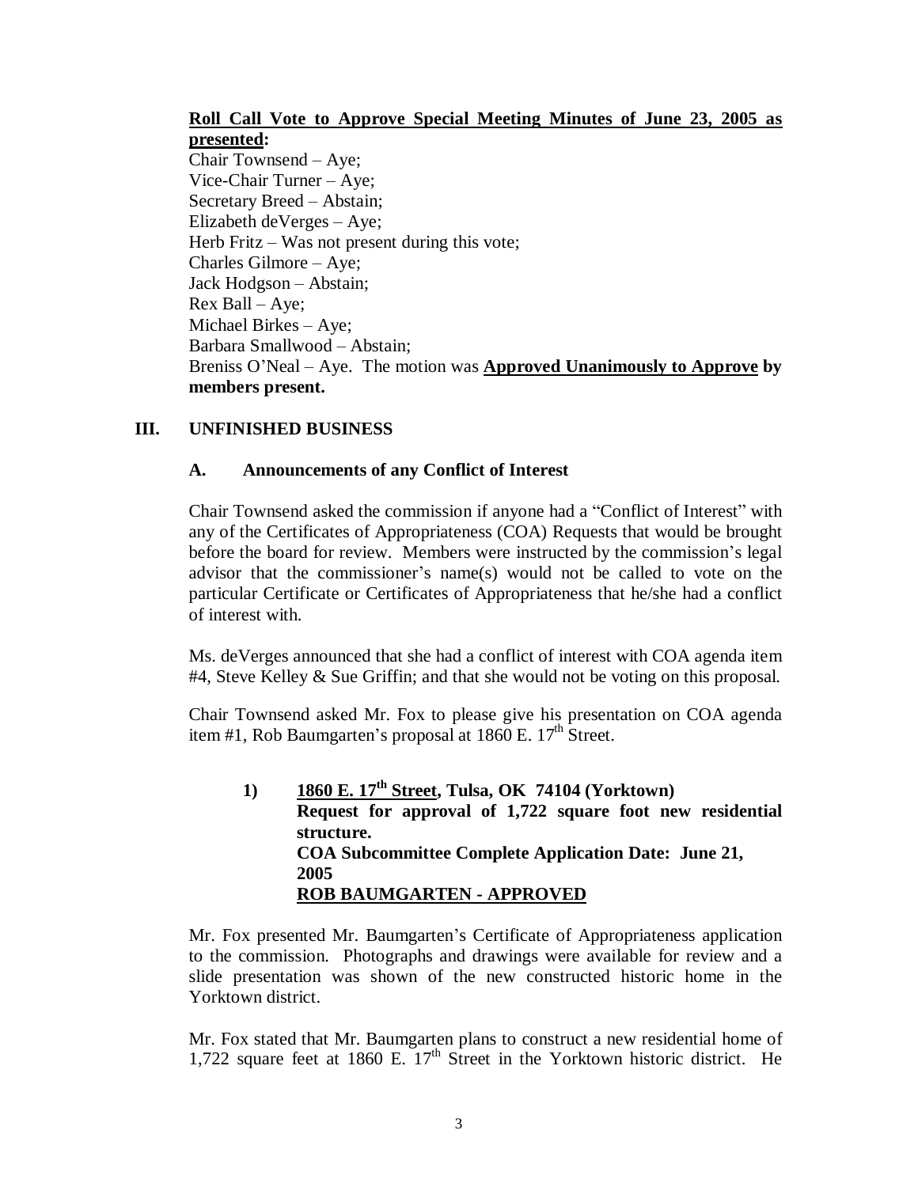**Roll Call Vote to Approve Special Meeting Minutes of June 23, 2005 as presented:**

Chair Townsend – Aye;
Vice-Chair Turner – Aye;
Secretary Breed – Abstain;
Elizabeth deVerges – Aye;
Herb Fritz – Was not present during this vote;
Charles Gilmore – Aye;
Jack Hodgson – Abstain;
Rex Ball – Aye;
Michael Birkes – Aye;
Barbara Smallwood – Abstain;
Breniss O'Neal – Aye. The motion was **Approved Unanimously to Approve by members present.**

## III. UNFINISHED BUSINESS

### A. Announcements of any Conflict of Interest

Chair Townsend asked the commission if anyone had a "Conflict of Interest" with any of the Certificates of Appropriateness (COA) Requests that would be brought before the board for review. Members were instructed by the commission's legal advisor that the commissioner's name(s) would not be called to vote on the particular Certificate or Certificates of Appropriateness that he/she had a conflict of interest with.

Ms. deVerges announced that she had a conflict of interest with COA agenda item #4, Steve Kelley & Sue Griffin; and that she would not be voting on this proposal.

Chair Townsend asked Mr. Fox to please give his presentation on COA agenda item #1, Rob Baumgarten's proposal at 1860 E. 17th Street.

**1) 1860 E. 17th Street, Tulsa, OK 74104 (Yorktown)**
**Request for approval of 1,722 square foot new residential structure.**
**COA Subcommittee Complete Application Date: June 21, 2005**
**ROB BAUMGARTEN - APPROVED**

Mr. Fox presented Mr. Baumgarten's Certificate of Appropriateness application to the commission. Photographs and drawings were available for review and a slide presentation was shown of the new constructed historic home in the Yorktown district.

Mr. Fox stated that Mr. Baumgarten plans to construct a new residential home of 1,722 square feet at 1860 E. 17th Street in the Yorktown historic district. He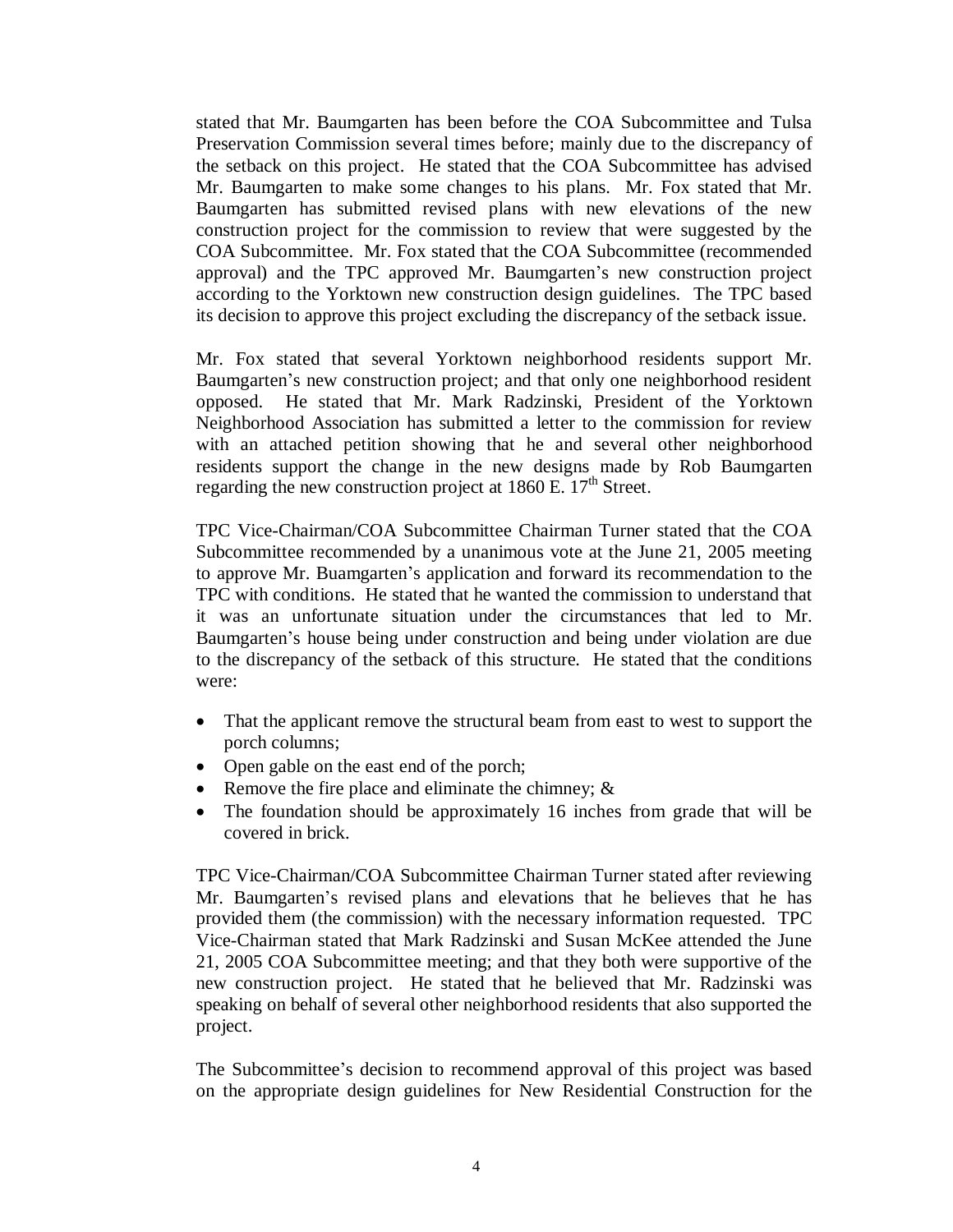stated that Mr. Baumgarten has been before the COA Subcommittee and Tulsa Preservation Commission several times before; mainly due to the discrepancy of the setback on this project. He stated that the COA Subcommittee has advised Mr. Baumgarten to make some changes to his plans. Mr. Fox stated that Mr. Baumgarten has submitted revised plans with new elevations of the new construction project for the commission to review that were suggested by the COA Subcommittee. Mr. Fox stated that the COA Subcommittee (recommended approval) and the TPC approved Mr. Baumgarten's new construction project according to the Yorktown new construction design guidelines. The TPC based its decision to approve this project excluding the discrepancy of the setback issue.

Mr. Fox stated that several Yorktown neighborhood residents support Mr. Baumgarten's new construction project; and that only one neighborhood resident opposed. He stated that Mr. Mark Radzinski, President of the Yorktown Neighborhood Association has submitted a letter to the commission for review with an attached petition showing that he and several other neighborhood residents support the change in the new designs made by Rob Baumgarten regarding the new construction project at 1860 E. 17th Street.

TPC Vice-Chairman/COA Subcommittee Chairman Turner stated that the COA Subcommittee recommended by a unanimous vote at the June 21, 2005 meeting to approve Mr. Buamgarten's application and forward its recommendation to the TPC with conditions. He stated that he wanted the commission to understand that it was an unfortunate situation under the circumstances that led to Mr. Baumgarten's house being under construction and being under violation are due to the discrepancy of the setback of this structure. He stated that the conditions were:

- That the applicant remove the structural beam from east to west to support the porch columns;
- Open gable on the east end of the porch;
- Remove the fire place and eliminate the chimney; &
- The foundation should be approximately 16 inches from grade that will be covered in brick.

TPC Vice-Chairman/COA Subcommittee Chairman Turner stated after reviewing Mr. Baumgarten's revised plans and elevations that he believes that he has provided them (the commission) with the necessary information requested. TPC Vice-Chairman stated that Mark Radzinski and Susan McKee attended the June 21, 2005 COA Subcommittee meeting; and that they both were supportive of the new construction project. He stated that he believed that Mr. Radzinski was speaking on behalf of several other neighborhood residents that also supported the project.

The Subcommittee's decision to recommend approval of this project was based on the appropriate design guidelines for New Residential Construction for the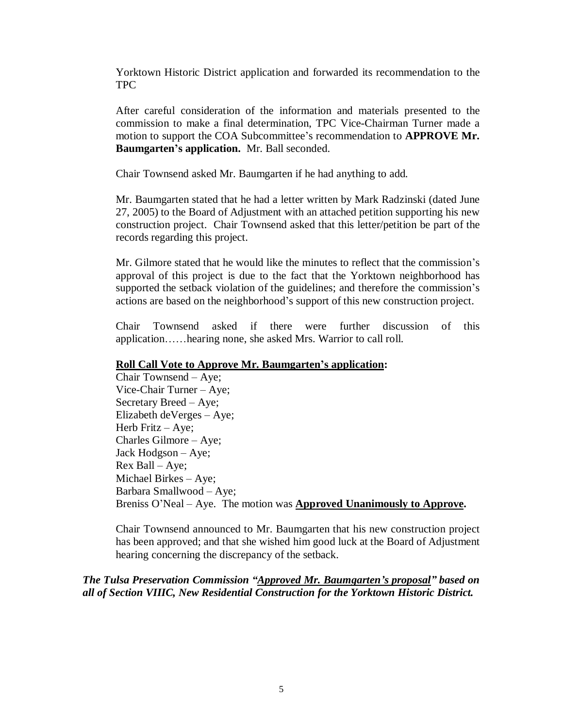Yorktown Historic District application and forwarded its recommendation to the TPC

After careful consideration of the information and materials presented to the commission to make a final determination, TPC Vice-Chairman Turner made a motion to support the COA Subcommittee's recommendation to **APPROVE Mr. Baumgarten's application.** Mr. Ball seconded.

Chair Townsend asked Mr. Baumgarten if he had anything to add.

Mr. Baumgarten stated that he had a letter written by Mark Radzinski (dated June 27, 2005) to the Board of Adjustment with an attached petition supporting his new construction project. Chair Townsend asked that this letter/petition be part of the records regarding this project.

Mr. Gilmore stated that he would like the minutes to reflect that the commission's approval of this project is due to the fact that the Yorktown neighborhood has supported the setback violation of the guidelines; and therefore the commission's actions are based on the neighborhood's support of this new construction project.

Chair Townsend asked if there were further discussion of this application……hearing none, she asked Mrs. Warrior to call roll.

<u>**Roll Call Vote to Approve Mr. Baumgarten's application**</u>**:**
Chair Townsend – Aye;
Vice-Chair Turner – Aye;
Secretary Breed – Aye;
Elizabeth deVerges – Aye;
Herb Fritz – Aye;
Charles Gilmore – Aye;
Jack Hodgson – Aye;
Rex Ball – Aye;
Michael Birkes – Aye;
Barbara Smallwood – Aye;
Breniss O'Neal – Aye. The motion was <u>**Approved Unanimously to Approve**</u>**.**

Chair Townsend announced to Mr. Baumgarten that his new construction project has been approved; and that she wished him good luck at the Board of Adjustment hearing concerning the discrepancy of the setback.

***The Tulsa Preservation Commission "<u>Approved Mr. Baumgarten's proposal</u>" based on all of Section VIIIC, New Residential Construction for the Yorktown Historic District.***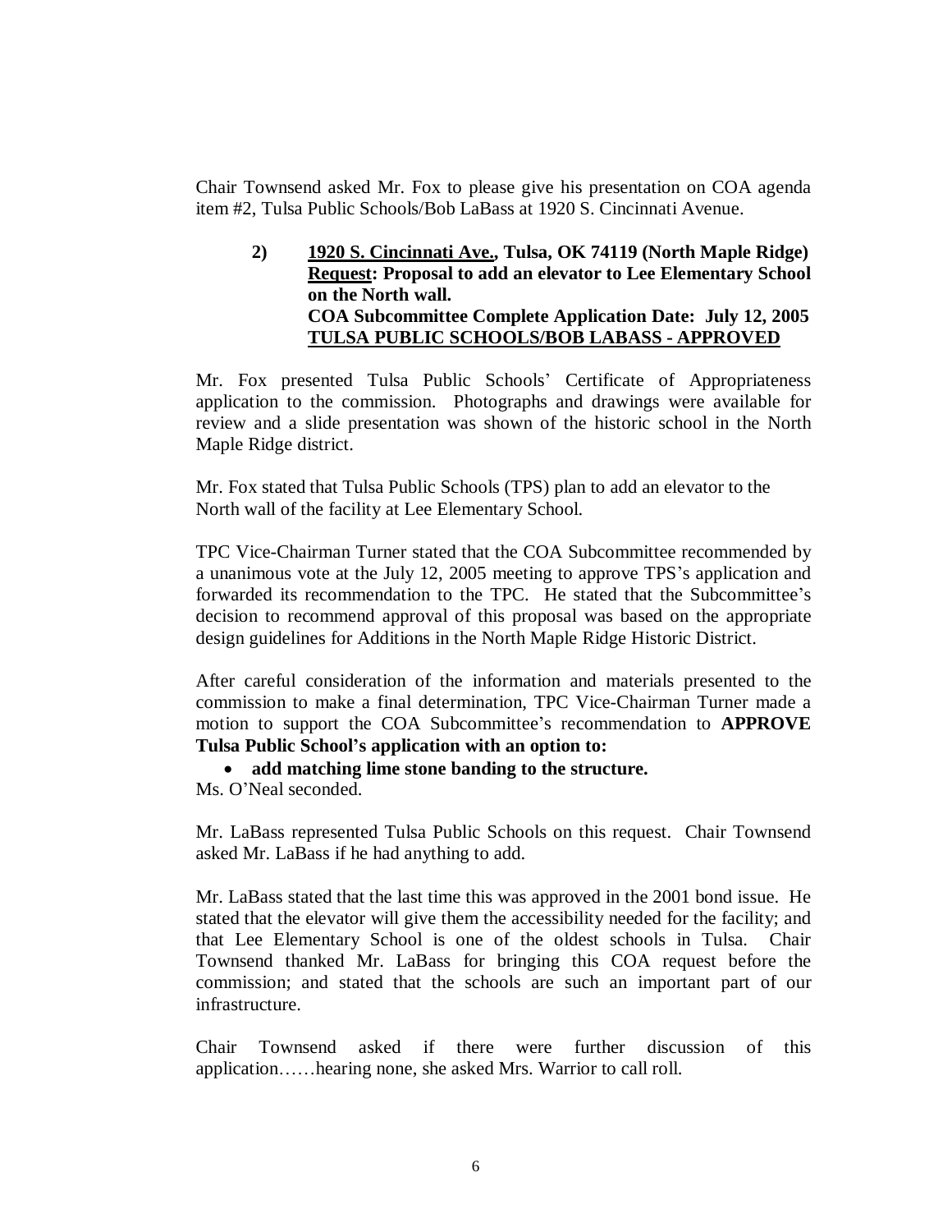Chair Townsend asked Mr. Fox to please give his presentation on COA agenda item #2, Tulsa Public Schools/Bob LaBass at 1920 S. Cincinnati Avenue.

> **2) <u>1920 S. Cincinnati Ave.</u>, Tulsa, OK 74119 (North Maple Ridge)**
> **<u>Request</u>: Proposal to add an elevator to Lee Elementary School on the North wall.**
> **COA Subcommittee Complete Application Date: July 12, 2005**
> **<u>TULSA PUBLIC SCHOOLS/BOB LABASS - APPROVED</u>**

Mr. Fox presented Tulsa Public Schools' Certificate of Appropriateness application to the commission. Photographs and drawings were available for review and a slide presentation was shown of the historic school in the North Maple Ridge district.

Mr. Fox stated that Tulsa Public Schools (TPS) plan to add an elevator to the North wall of the facility at Lee Elementary School.

TPC Vice-Chairman Turner stated that the COA Subcommittee recommended by a unanimous vote at the July 12, 2005 meeting to approve TPS's application and forwarded its recommendation to the TPC. He stated that the Subcommittee's decision to recommend approval of this proposal was based on the appropriate design guidelines for Additions in the North Maple Ridge Historic District.

After careful consideration of the information and materials presented to the commission to make a final determination, TPC Vice-Chairman Turner made a motion to support the COA Subcommittee's recommendation to **APPROVE Tulsa Public School's application with an option to:**

- **add matching lime stone banding to the structure.**

Ms. O'Neal seconded.

Mr. LaBass represented Tulsa Public Schools on this request. Chair Townsend asked Mr. LaBass if he had anything to add.

Mr. LaBass stated that the last time this was approved in the 2001 bond issue. He stated that the elevator will give them the accessibility needed for the facility; and that Lee Elementary School is one of the oldest schools in Tulsa. Chair Townsend thanked Mr. LaBass for bringing this COA request before the commission; and stated that the schools are such an important part of our infrastructure.

Chair Townsend asked if there were further discussion of this application……hearing none, she asked Mrs. Warrior to call roll.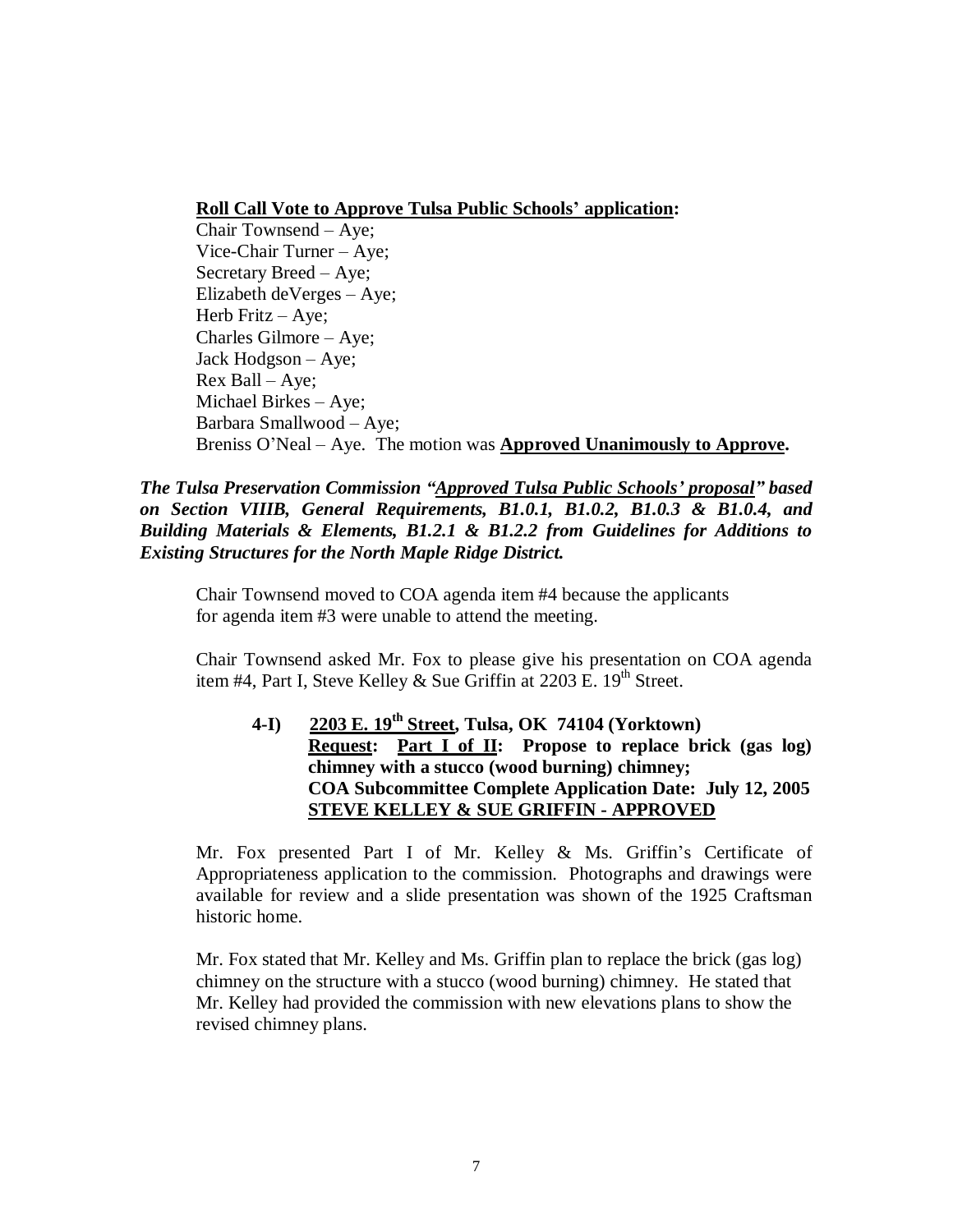**<u>Roll Call Vote to Approve Tulsa Public Schools' application</u>:**

Chair Townsend – Aye;
Vice-Chair Turner – Aye;
Secretary Breed – Aye;
Elizabeth deVerges – Aye;
Herb Fritz – Aye;
Charles Gilmore – Aye;
Jack Hodgson – Aye;
Rex Ball – Aye;
Michael Birkes – Aye;
Barbara Smallwood – Aye;
Breniss O'Neal – Aye. The motion was **<u>Approved Unanimously to Approve</u>.**

***The Tulsa Preservation Commission "<u>Approved Tulsa Public Schools' proposal</u>" based on Section VIIIB, General Requirements, B1.0.1, B1.0.2, B1.0.3 & B1.0.4, and Building Materials & Elements, B1.2.1 & B1.2.2 from Guidelines for Additions to Existing Structures for the North Maple Ridge District.***

Chair Townsend moved to COA agenda item #4 because the applicants for agenda item #3 were unable to attend the meeting.

Chair Townsend asked Mr. Fox to please give his presentation on COA agenda item #4, Part I, Steve Kelley & Sue Griffin at 2203 E. 19th Street.

**4-I) <u>2203 E. 19th Street</u>, Tulsa, OK 74104 (Yorktown)**
**<u>Request</u>: <u>Part I of II</u>: Propose to replace brick (gas log) chimney with a stucco (wood burning) chimney;**
**COA Subcommittee Complete Application Date: July 12, 2005**
**<u>STEVE KELLEY & SUE GRIFFIN - APPROVED</u>**

Mr. Fox presented Part I of Mr. Kelley & Ms. Griffin's Certificate of Appropriateness application to the commission. Photographs and drawings were available for review and a slide presentation was shown of the 1925 Craftsman historic home.

Mr. Fox stated that Mr. Kelley and Ms. Griffin plan to replace the brick (gas log) chimney on the structure with a stucco (wood burning) chimney. He stated that Mr. Kelley had provided the commission with new elevations plans to show the revised chimney plans.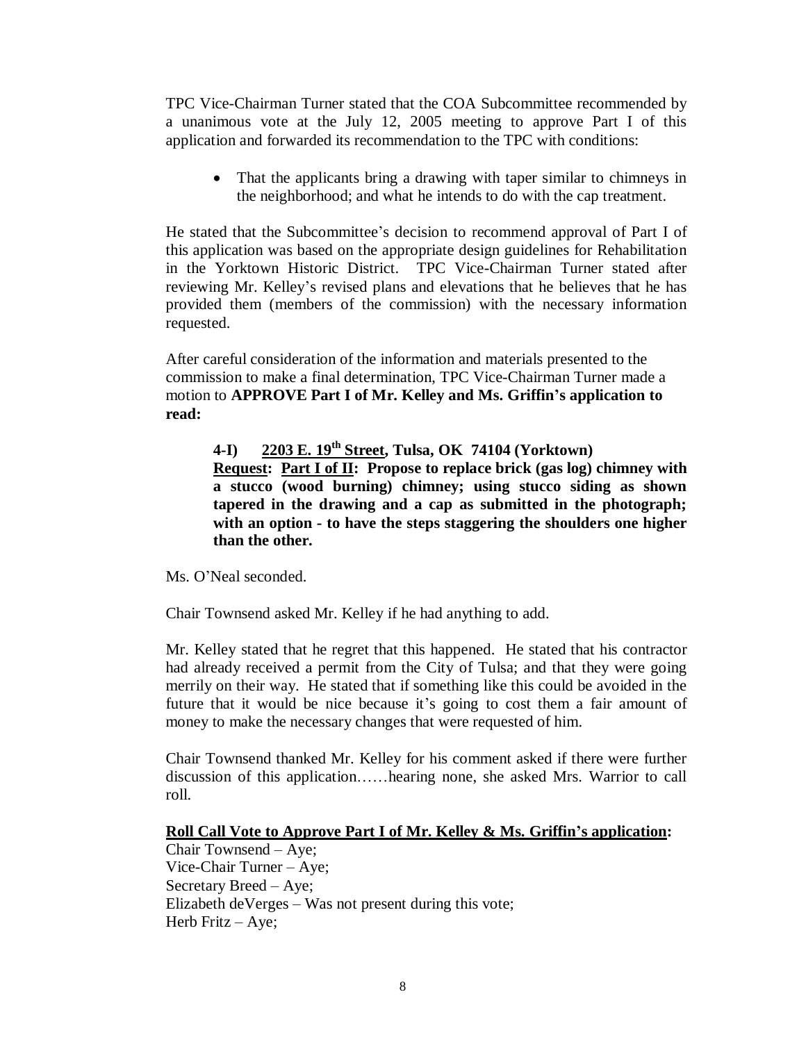TPC Vice-Chairman Turner stated that the COA Subcommittee recommended by a unanimous vote at the July 12, 2005 meeting to approve Part I of this application and forwarded its recommendation to the TPC with conditions:

- That the applicants bring a drawing with taper similar to chimneys in the neighborhood; and what he intends to do with the cap treatment.

He stated that the Subcommittee's decision to recommend approval of Part I of this application was based on the appropriate design guidelines for Rehabilitation in the Yorktown Historic District. TPC Vice-Chairman Turner stated after reviewing Mr. Kelley's revised plans and elevations that he believes that he has provided them (members of the commission) with the necessary information requested.

After careful consideration of the information and materials presented to the commission to make a final determination, TPC Vice-Chairman Turner made a motion to **APPROVE Part I of Mr. Kelley and Ms. Griffin's application to read:**

> **4-I) 2203 E. 19th Street, Tulsa, OK 74104 (Yorktown)**
> **Request: Part I of II: Propose to replace brick (gas log) chimney with a stucco (wood burning) chimney; using stucco siding as shown tapered in the drawing and a cap as submitted in the photograph; with an option - to have the steps staggering the shoulders one higher than the other.**

Ms. O'Neal seconded.

Chair Townsend asked Mr. Kelley if he had anything to add.

Mr. Kelley stated that he regret that this happened. He stated that his contractor had already received a permit from the City of Tulsa; and that they were going merrily on their way. He stated that if something like this could be avoided in the future that it would be nice because it's going to cost them a fair amount of money to make the necessary changes that were requested of him.

Chair Townsend thanked Mr. Kelley for his comment asked if there were further discussion of this application……hearing none, she asked Mrs. Warrior to call roll.

**Roll Call Vote to Approve Part I of Mr. Kelley & Ms. Griffin's application:**

Chair Townsend – Aye;
Vice-Chair Turner – Aye;
Secretary Breed – Aye;
Elizabeth deVerges – Was not present during this vote;
Herb Fritz – Aye;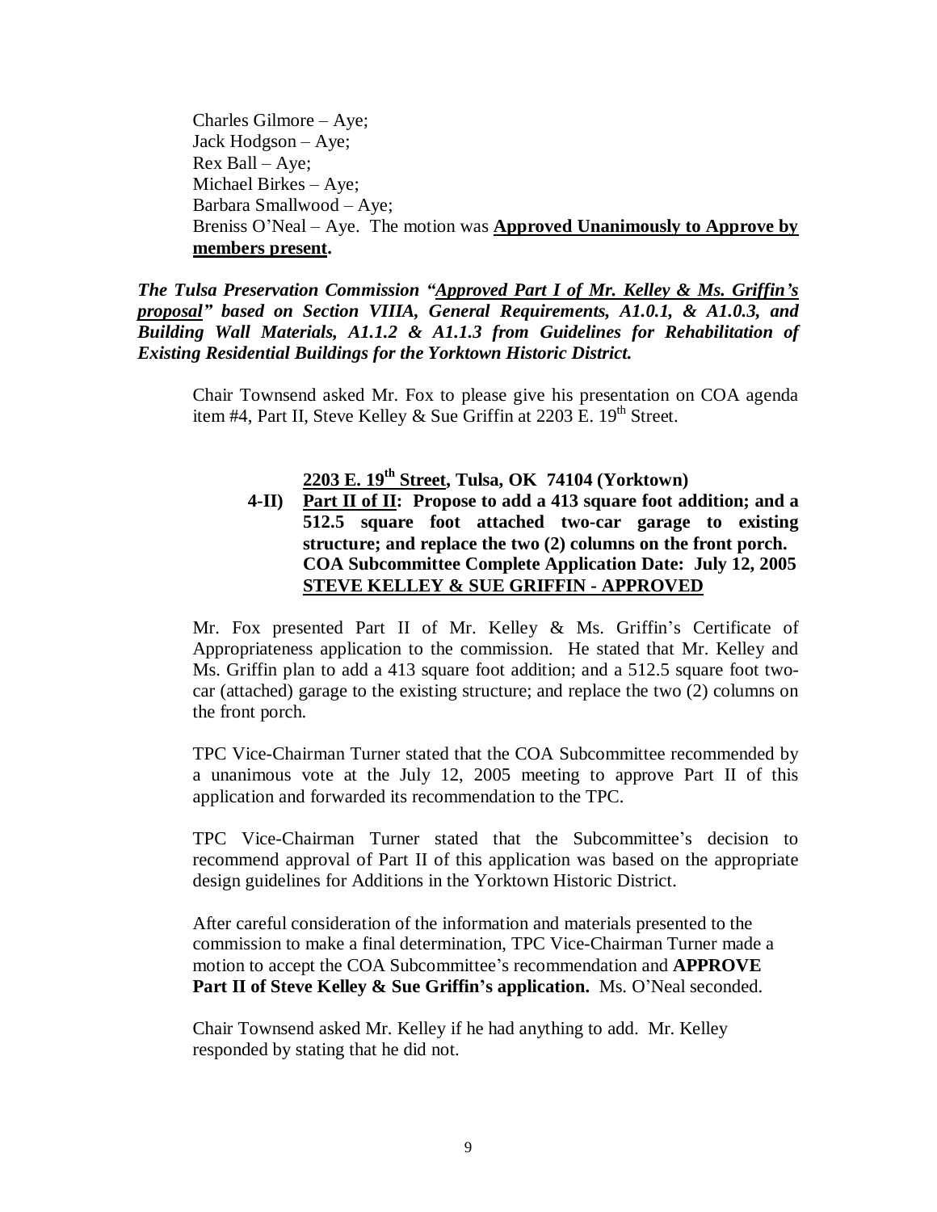Charles Gilmore – Aye;
Jack Hodgson – Aye;
Rex Ball – Aye;
Michael Birkes – Aye;
Barbara Smallwood – Aye;
Breniss O'Neal – Aye. The motion was **Approved Unanimously to Approve by members present.**

***The Tulsa Preservation Commission "Approved Part I of Mr. Kelley & Ms. Griffin's proposal" based on Section VIIIA, General Requirements, A1.0.1, & A1.0.3, and Building Wall Materials, A1.1.2 & A1.1.3 from Guidelines for Rehabilitation of Existing Residential Buildings for the Yorktown Historic District.***

Chair Townsend asked Mr. Fox to please give his presentation on COA agenda item #4, Part II, Steve Kelley & Sue Griffin at 2203 E. 19th Street.

**2203 E. 19th Street, Tulsa, OK 74104 (Yorktown)**

**4-II) Part II of II: Propose to add a 413 square foot addition; and a 512.5 square foot attached two-car garage to existing structure; and replace the two (2) columns on the front porch.**
**COA Subcommittee Complete Application Date: July 12, 2005**
**STEVE KELLEY & SUE GRIFFIN - APPROVED**

Mr. Fox presented Part II of Mr. Kelley & Ms. Griffin's Certificate of Appropriateness application to the commission. He stated that Mr. Kelley and Ms. Griffin plan to add a 413 square foot addition; and a 512.5 square foot two-car (attached) garage to the existing structure; and replace the two (2) columns on the front porch.

TPC Vice-Chairman Turner stated that the COA Subcommittee recommended by a unanimous vote at the July 12, 2005 meeting to approve Part II of this application and forwarded its recommendation to the TPC.

TPC Vice-Chairman Turner stated that the Subcommittee's decision to recommend approval of Part II of this application was based on the appropriate design guidelines for Additions in the Yorktown Historic District.

After careful consideration of the information and materials presented to the commission to make a final determination, TPC Vice-Chairman Turner made a motion to accept the COA Subcommittee's recommendation and **APPROVE Part II of Steve Kelley & Sue Griffin's application.** Ms. O'Neal seconded.

Chair Townsend asked Mr. Kelley if he had anything to add. Mr. Kelley responded by stating that he did not.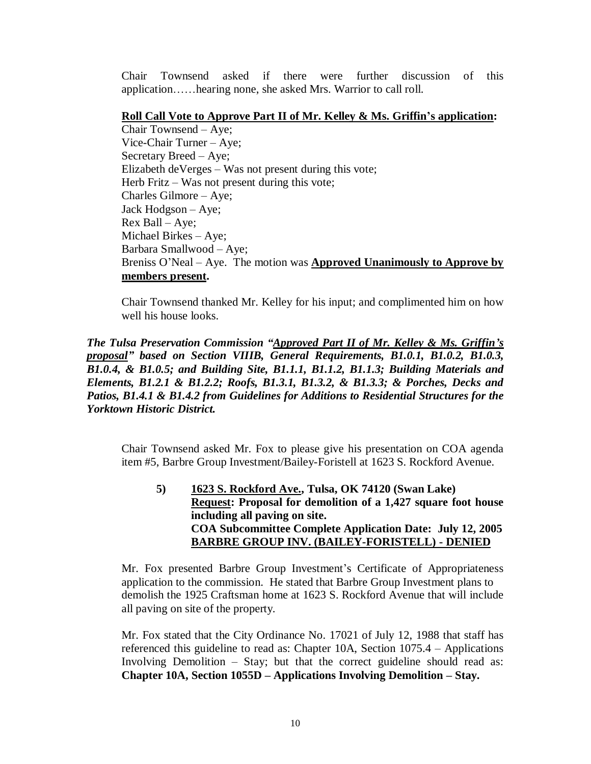Chair Townsend asked if there were further discussion of this application……hearing none, she asked Mrs. Warrior to call roll.

**<u>Roll Call Vote to Approve Part II of Mr. Kelley & Ms. Griffin's application</u>:**

Chair Townsend – Aye;
Vice-Chair Turner – Aye;
Secretary Breed – Aye;
Elizabeth deVerges – Was not present during this vote;
Herb Fritz – Was not present during this vote;
Charles Gilmore – Aye;
Jack Hodgson – Aye;
Rex Ball – Aye;
Michael Birkes – Aye;
Barbara Smallwood – Aye;
Breniss O'Neal – Aye. The motion was **<u>Approved Unanimously to Approve by members present</u>.**

Chair Townsend thanked Mr. Kelley for his input; and complimented him on how well his house looks.

***The Tulsa Preservation Commission "<u>Approved Part II of Mr. Kelley & Ms. Griffin's proposal</u>" based on Section VIIIB, General Requirements, B1.0.1, B1.0.2, B1.0.3, B1.0.4, & B1.0.5; and Building Site, B1.1.1, B1.1.2, B1.1.3; Building Materials and Elements, B1.2.1 & B1.2.2; Roofs, B1.3.1, B1.3.2, & B1.3.3; & Porches, Decks and Patios, B1.4.1 & B1.4.2 from Guidelines for Additions to Residential Structures for the Yorktown Historic District.***

Chair Townsend asked Mr. Fox to please give his presentation on COA agenda item #5, Barbre Group Investment/Bailey-Foristell at 1623 S. Rockford Avenue.

**5) <u>1623 S. Rockford Ave.</u>, Tulsa, OK 74120 (Swan Lake)**
**<u>Request</u>: Proposal for demolition of a 1,427 square foot house including all paving on site.**
**COA Subcommittee Complete Application Date: July 12, 2005**
**<u>BARBRE GROUP INV. (BAILEY-FORISTELL) - DENIED</u>**

Mr. Fox presented Barbre Group Investment's Certificate of Appropriateness application to the commission. He stated that Barbre Group Investment plans to demolish the 1925 Craftsman home at 1623 S. Rockford Avenue that will include all paving on site of the property.

Mr. Fox stated that the City Ordinance No. 17021 of July 12, 1988 that staff has referenced this guideline to read as: Chapter 10A, Section 1075.4 – Applications Involving Demolition – Stay; but that the correct guideline should read as: **Chapter 10A, Section 1055D – Applications Involving Demolition – Stay.**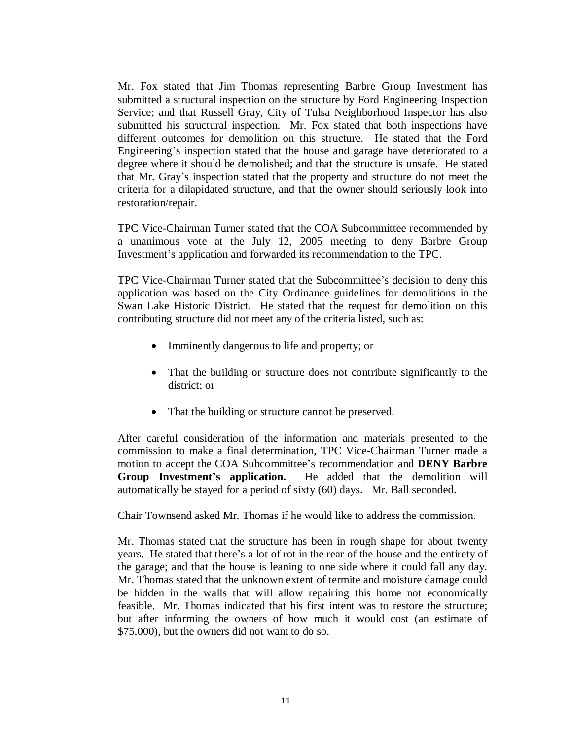Mr. Fox stated that Jim Thomas representing Barbre Group Investment has submitted a structural inspection on the structure by Ford Engineering Inspection Service; and that Russell Gray, City of Tulsa Neighborhood Inspector has also submitted his structural inspection. Mr. Fox stated that both inspections have different outcomes for demolition on this structure. He stated that the Ford Engineering's inspection stated that the house and garage have deteriorated to a degree where it should be demolished; and that the structure is unsafe. He stated that Mr. Gray's inspection stated that the property and structure do not meet the criteria for a dilapidated structure, and that the owner should seriously look into restoration/repair.

TPC Vice-Chairman Turner stated that the COA Subcommittee recommended by a unanimous vote at the July 12, 2005 meeting to deny Barbre Group Investment's application and forwarded its recommendation to the TPC.

TPC Vice-Chairman Turner stated that the Subcommittee's decision to deny this application was based on the City Ordinance guidelines for demolitions in the Swan Lake Historic District. He stated that the request for demolition on this contributing structure did not meet any of the criteria listed, such as:

- Imminently dangerous to life and property; or
- That the building or structure does not contribute significantly to the district; or
- That the building or structure cannot be preserved.

After careful consideration of the information and materials presented to the commission to make a final determination, TPC Vice-Chairman Turner made a motion to accept the COA Subcommittee's recommendation and **DENY Barbre Group Investment's application.** He added that the demolition will automatically be stayed for a period of sixty (60) days. Mr. Ball seconded.

Chair Townsend asked Mr. Thomas if he would like to address the commission.

Mr. Thomas stated that the structure has been in rough shape for about twenty years. He stated that there's a lot of rot in the rear of the house and the entirety of the garage; and that the house is leaning to one side where it could fall any day. Mr. Thomas stated that the unknown extent of termite and moisture damage could be hidden in the walls that will allow repairing this home not economically feasible. Mr. Thomas indicated that his first intent was to restore the structure; but after informing the owners of how much it would cost (an estimate of $75,000), but the owners did not want to do so.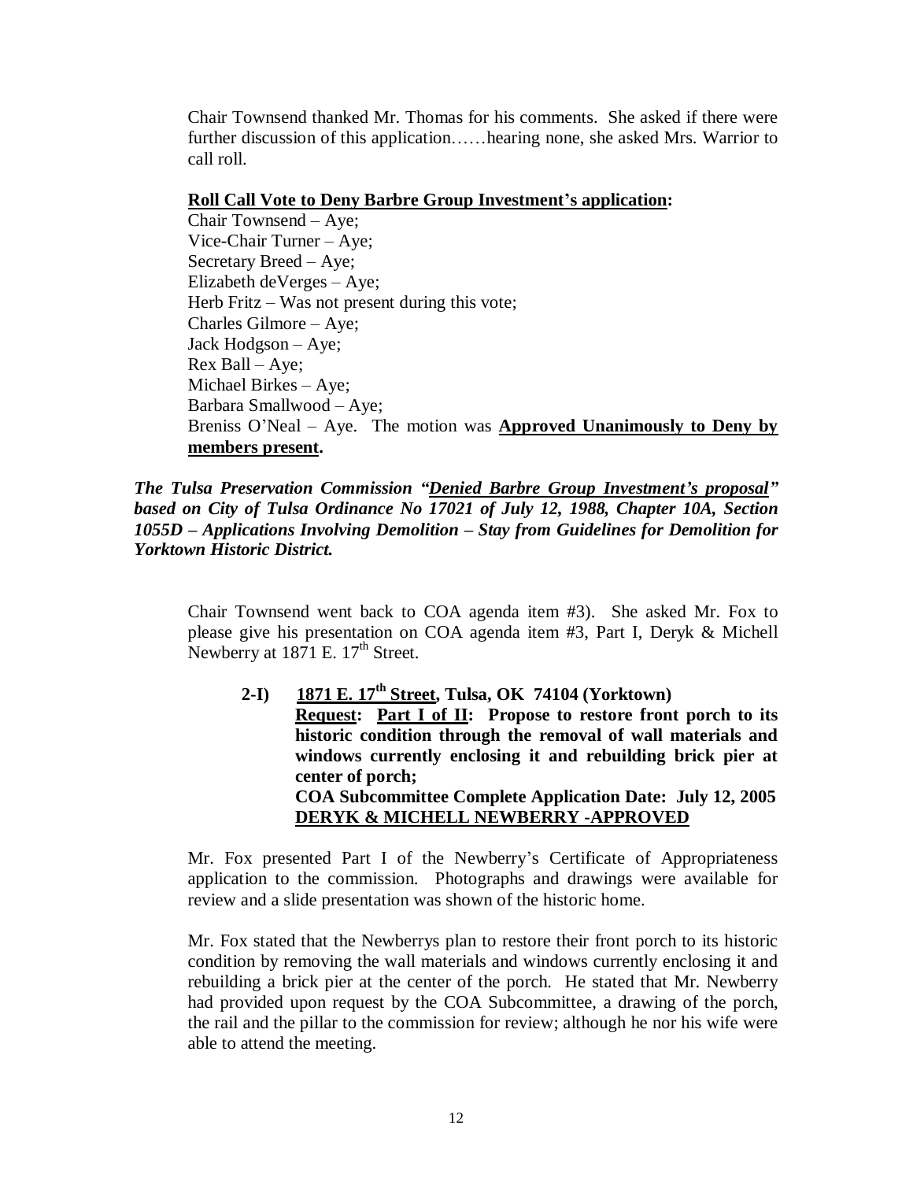Chair Townsend thanked Mr. Thomas for his comments. She asked if there were further discussion of this application……hearing none, she asked Mrs. Warrior to call roll.

**Roll Call Vote to Deny Barbre Group Investment's application:**

Chair Townsend – Aye;
Vice-Chair Turner – Aye;
Secretary Breed – Aye;
Elizabeth deVerges – Aye;
Herb Fritz – Was not present during this vote;
Charles Gilmore – Aye;
Jack Hodgson – Aye;
Rex Ball – Aye;
Michael Birkes – Aye;
Barbara Smallwood – Aye;
Breniss O'Neal – Aye. The motion was **Approved Unanimously to Deny by members present.**

***The Tulsa Preservation Commission "Denied Barbre Group Investment's proposal" based on City of Tulsa Ordinance No 17021 of July 12, 1988, Chapter 10A, Section 1055D – Applications Involving Demolition – Stay from Guidelines for Demolition for Yorktown Historic District.***

Chair Townsend went back to COA agenda item #3). She asked Mr. Fox to please give his presentation on COA agenda item #3, Part I, Deryk & Michell Newberry at 1871 E. 17th Street.

**2-I) 1871 E. 17th Street, Tulsa, OK 74104 (Yorktown)**
**Request: Part I of II: Propose to restore front porch to its historic condition through the removal of wall materials and windows currently enclosing it and rebuilding brick pier at center of porch;**
**COA Subcommittee Complete Application Date: July 12, 2005**
**DERYK & MICHELL NEWBERRY -APPROVED**

Mr. Fox presented Part I of the Newberry's Certificate of Appropriateness application to the commission. Photographs and drawings were available for review and a slide presentation was shown of the historic home.

Mr. Fox stated that the Newberrys plan to restore their front porch to its historic condition by removing the wall materials and windows currently enclosing it and rebuilding a brick pier at the center of the porch. He stated that Mr. Newberry had provided upon request by the COA Subcommittee, a drawing of the porch, the rail and the pillar to the commission for review; although he nor his wife were able to attend the meeting.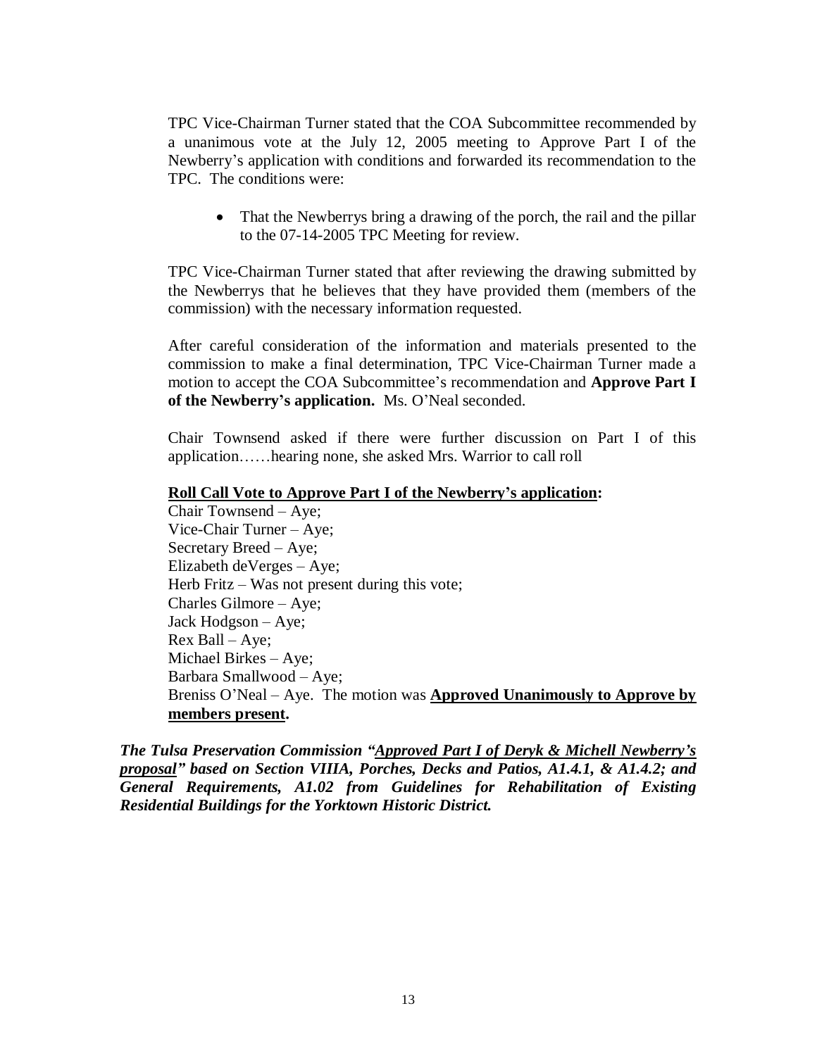TPC Vice-Chairman Turner stated that the COA Subcommittee recommended by a unanimous vote at the July 12, 2005 meeting to Approve Part I of the Newberry's application with conditions and forwarded its recommendation to the TPC. The conditions were:

- That the Newberrys bring a drawing of the porch, the rail and the pillar to the 07-14-2005 TPC Meeting for review.

TPC Vice-Chairman Turner stated that after reviewing the drawing submitted by the Newberrys that he believes that they have provided them (members of the commission) with the necessary information requested.

After careful consideration of the information and materials presented to the commission to make a final determination, TPC Vice-Chairman Turner made a motion to accept the COA Subcommittee's recommendation and **Approve Part I of the Newberry's application.** Ms. O'Neal seconded.

Chair Townsend asked if there were further discussion on Part I of this application……hearing none, she asked Mrs. Warrior to call roll

**Roll Call Vote to Approve Part I of the Newberry's application:**

Chair Townsend – Aye;
Vice-Chair Turner – Aye;
Secretary Breed – Aye;
Elizabeth deVerges – Aye;
Herb Fritz – Was not present during this vote;
Charles Gilmore – Aye;
Jack Hodgson – Aye;
Rex Ball – Aye;
Michael Birkes – Aye;
Barbara Smallwood – Aye;
Breniss O'Neal – Aye. The motion was **Approved Unanimously to Approve by members present.**

***The Tulsa Preservation Commission "Approved Part I of Deryk & Michell Newberry's proposal" based on Section VIIIA, Porches, Decks and Patios, A1.4.1, & A1.4.2; and General Requirements, A1.02 from Guidelines for Rehabilitation of Existing Residential Buildings for the Yorktown Historic District.***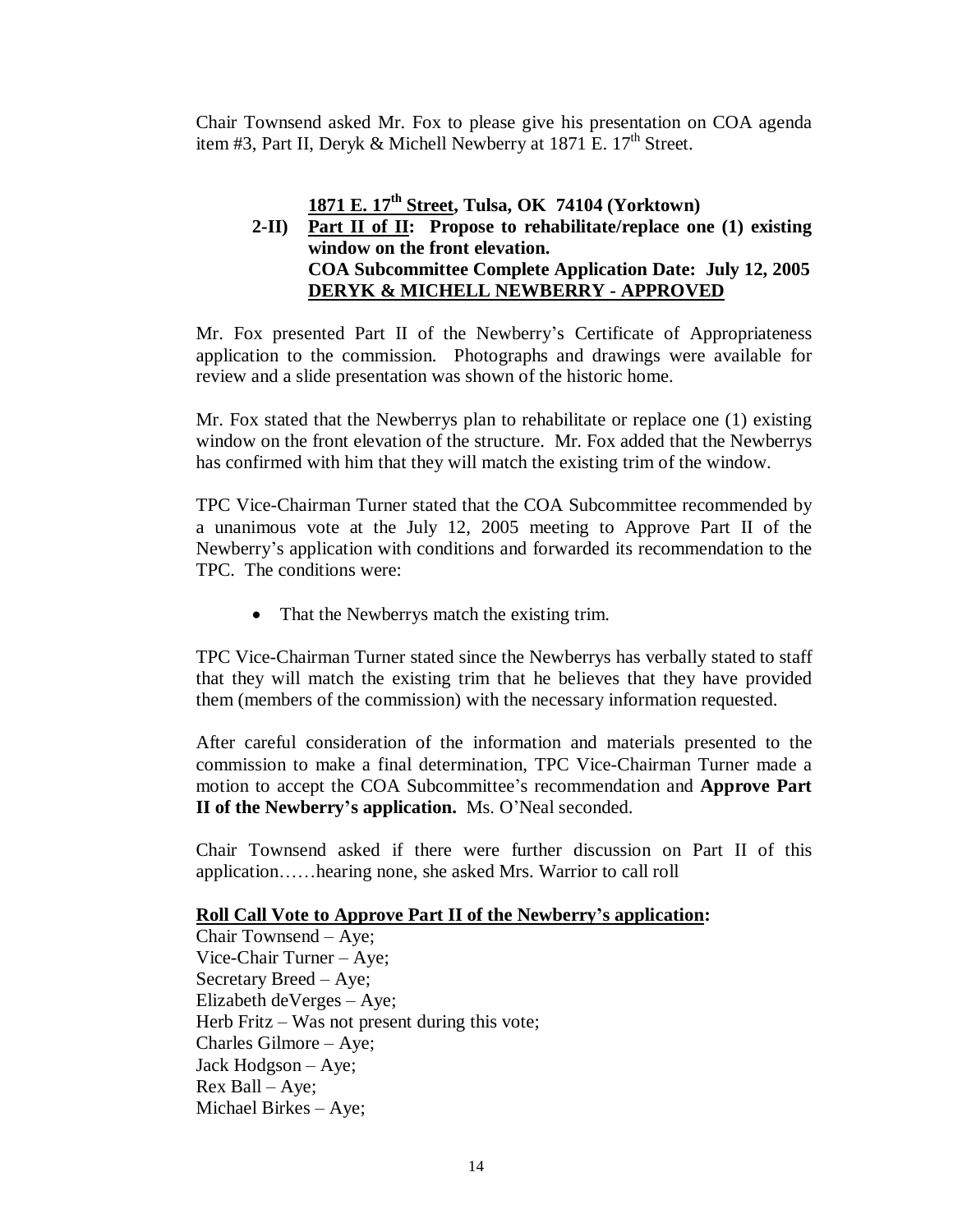Chair Townsend asked Mr. Fox to please give his presentation on COA agenda item #3, Part II, Deryk & Michell Newberry at 1871 E. 17th Street.

**1871 E. 17th Street, Tulsa, OK 74104 (Yorktown)**

**2-II) Part II of II: Propose to rehabilitate/replace one (1) existing window on the front elevation.**
**COA Subcommittee Complete Application Date: July 12, 2005**
**DERYK & MICHELL NEWBERRY - APPROVED**

Mr. Fox presented Part II of the Newberry's Certificate of Appropriateness application to the commission. Photographs and drawings were available for review and a slide presentation was shown of the historic home.

Mr. Fox stated that the Newberrys plan to rehabilitate or replace one (1) existing window on the front elevation of the structure. Mr. Fox added that the Newberrys has confirmed with him that they will match the existing trim of the window.

TPC Vice-Chairman Turner stated that the COA Subcommittee recommended by a unanimous vote at the July 12, 2005 meeting to Approve Part II of the Newberry's application with conditions and forwarded its recommendation to the TPC. The conditions were:

- That the Newberrys match the existing trim.

TPC Vice-Chairman Turner stated since the Newberrys has verbally stated to staff that they will match the existing trim that he believes that they have provided them (members of the commission) with the necessary information requested.

After careful consideration of the information and materials presented to the commission to make a final determination, TPC Vice-Chairman Turner made a motion to accept the COA Subcommittee's recommendation and **Approve Part II of the Newberry's application.** Ms. O'Neal seconded.

Chair Townsend asked if there were further discussion on Part II of this application……hearing none, she asked Mrs. Warrior to call roll

**Roll Call Vote to Approve Part II of the Newberry's application:**

Chair Townsend – Aye;
Vice-Chair Turner – Aye;
Secretary Breed – Aye;
Elizabeth deVerges – Aye;
Herb Fritz – Was not present during this vote;
Charles Gilmore – Aye;
Jack Hodgson – Aye;
Rex Ball – Aye;
Michael Birkes – Aye;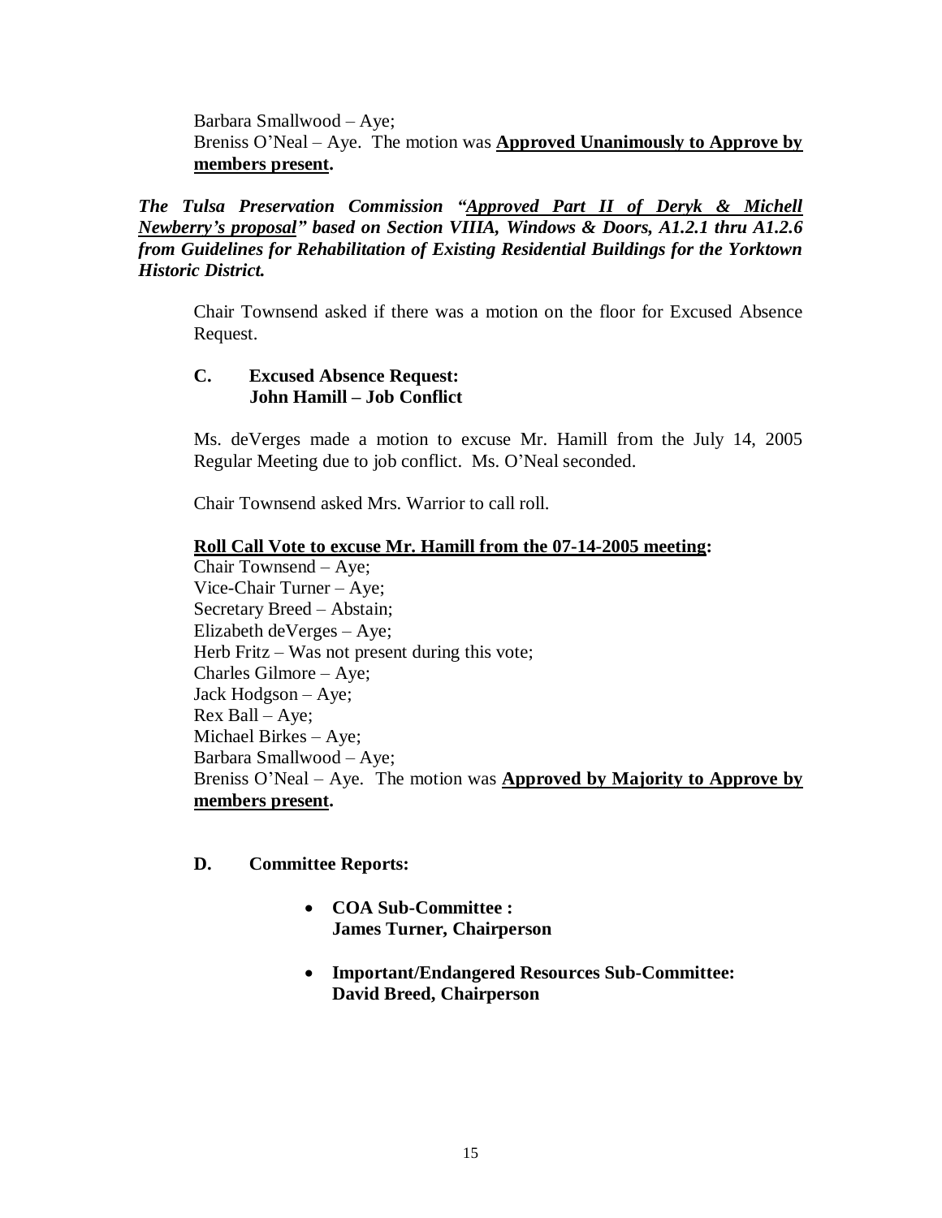Barbara Smallwood – Aye;
Breniss O'Neal – Aye. The motion was **<u>Approved Unanimously to Approve by members present</u>.**

***The Tulsa Preservation Commission "<u>Approved Part II of Deryk & Michell Newberry's proposal</u>" based on Section VIIIA, Windows & Doors, A1.2.1 thru A1.2.6 from Guidelines for Rehabilitation of Existing Residential Buildings for the Yorktown Historic District.***

Chair Townsend asked if there was a motion on the floor for Excused Absence Request.

**C. Excused Absence Request:**
**John Hamill – Job Conflict**

Ms. deVerges made a motion to excuse Mr. Hamill from the July 14, 2005 Regular Meeting due to job conflict. Ms. O'Neal seconded.

Chair Townsend asked Mrs. Warrior to call roll.

**<u>Roll Call Vote to excuse Mr. Hamill from the 07-14-2005 meeting</u>:**
Chair Townsend – Aye;
Vice-Chair Turner – Aye;
Secretary Breed – Abstain;
Elizabeth deVerges – Aye;
Herb Fritz – Was not present during this vote;
Charles Gilmore – Aye;
Jack Hodgson – Aye;
Rex Ball – Aye;
Michael Birkes – Aye;
Barbara Smallwood – Aye;
Breniss O'Neal – Aye. The motion was **<u>Approved by Majority to Approve by members present</u>.**

**D. Committee Reports:**

- **COA Sub-Committee :**
  **James Turner, Chairperson**
- **Important/Endangered Resources Sub-Committee:**
  **David Breed, Chairperson**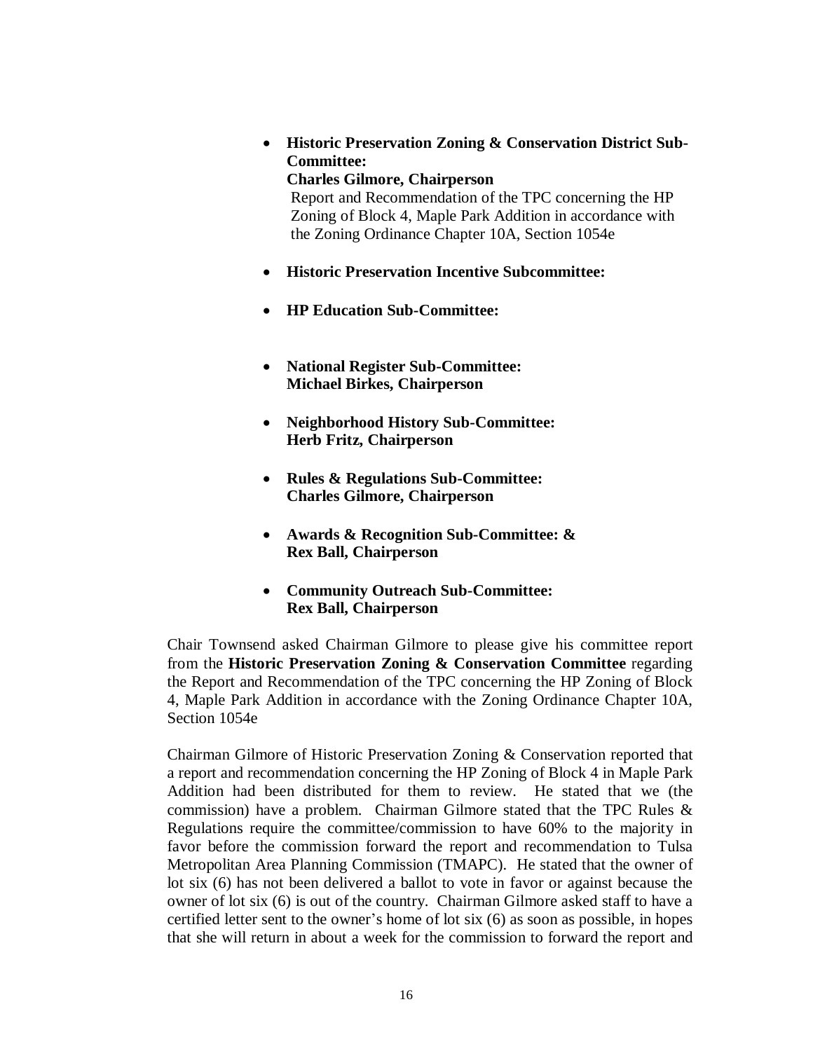- **Historic Preservation Zoning & Conservation District Sub-Committee:**
  **Charles Gilmore, Chairperson**
  Report and Recommendation of the TPC concerning the HP Zoning of Block 4, Maple Park Addition in accordance with the Zoning Ordinance Chapter 10A, Section 1054e

- **Historic Preservation Incentive Subcommittee:**

- **HP Education Sub-Committee:**

- **National Register Sub-Committee:**
  **Michael Birkes, Chairperson**

- **Neighborhood History Sub-Committee:**
  **Herb Fritz, Chairperson**

- **Rules & Regulations Sub-Committee:**
  **Charles Gilmore, Chairperson**

- **Awards & Recognition Sub-Committee: &**
  **Rex Ball, Chairperson**

- **Community Outreach Sub-Committee:**
  **Rex Ball, Chairperson**

Chair Townsend asked Chairman Gilmore to please give his committee report from the **Historic Preservation Zoning & Conservation Committee** regarding the Report and Recommendation of the TPC concerning the HP Zoning of Block 4, Maple Park Addition in accordance with the Zoning Ordinance Chapter 10A, Section 1054e

Chairman Gilmore of Historic Preservation Zoning & Conservation reported that a report and recommendation concerning the HP Zoning of Block 4 in Maple Park Addition had been distributed for them to review. He stated that we (the commission) have a problem. Chairman Gilmore stated that the TPC Rules & Regulations require the committee/commission to have 60% to the majority in favor before the commission forward the report and recommendation to Tulsa Metropolitan Area Planning Commission (TMAPC). He stated that the owner of lot six (6) has not been delivered a ballot to vote in favor or against because the owner of lot six (6) is out of the country. Chairman Gilmore asked staff to have a certified letter sent to the owner's home of lot six (6) as soon as possible, in hopes that she will return in about a week for the commission to forward the report and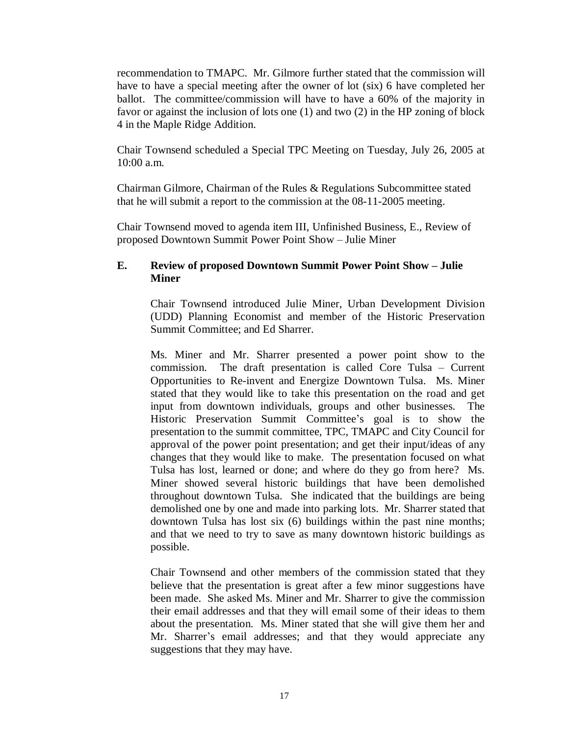recommendation to TMAPC. Mr. Gilmore further stated that the commission will have to have a special meeting after the owner of lot (six) 6 have completed her ballot. The committee/commission will have to have a 60% of the majority in favor or against the inclusion of lots one (1) and two (2) in the HP zoning of block 4 in the Maple Ridge Addition.

Chair Townsend scheduled a Special TPC Meeting on Tuesday, July 26, 2005 at 10:00 a.m.

Chairman Gilmore, Chairman of the Rules & Regulations Subcommittee stated that he will submit a report to the commission at the 08-11-2005 meeting.

Chair Townsend moved to agenda item III, Unfinished Business, E., Review of proposed Downtown Summit Power Point Show – Julie Miner

**E. Review of proposed Downtown Summit Power Point Show – Julie Miner**

Chair Townsend introduced Julie Miner, Urban Development Division (UDD) Planning Economist and member of the Historic Preservation Summit Committee; and Ed Sharrer.

Ms. Miner and Mr. Sharrer presented a power point show to the commission. The draft presentation is called Core Tulsa – Current Opportunities to Re-invent and Energize Downtown Tulsa. Ms. Miner stated that they would like to take this presentation on the road and get input from downtown individuals, groups and other businesses. The Historic Preservation Summit Committee's goal is to show the presentation to the summit committee, TPC, TMAPC and City Council for approval of the power point presentation; and get their input/ideas of any changes that they would like to make. The presentation focused on what Tulsa has lost, learned or done; and where do they go from here? Ms. Miner showed several historic buildings that have been demolished throughout downtown Tulsa. She indicated that the buildings are being demolished one by one and made into parking lots. Mr. Sharrer stated that downtown Tulsa has lost six (6) buildings within the past nine months; and that we need to try to save as many downtown historic buildings as possible.

Chair Townsend and other members of the commission stated that they believe that the presentation is great after a few minor suggestions have been made. She asked Ms. Miner and Mr. Sharrer to give the commission their email addresses and that they will email some of their ideas to them about the presentation. Ms. Miner stated that she will give them her and Mr. Sharrer's email addresses; and that they would appreciate any suggestions that they may have.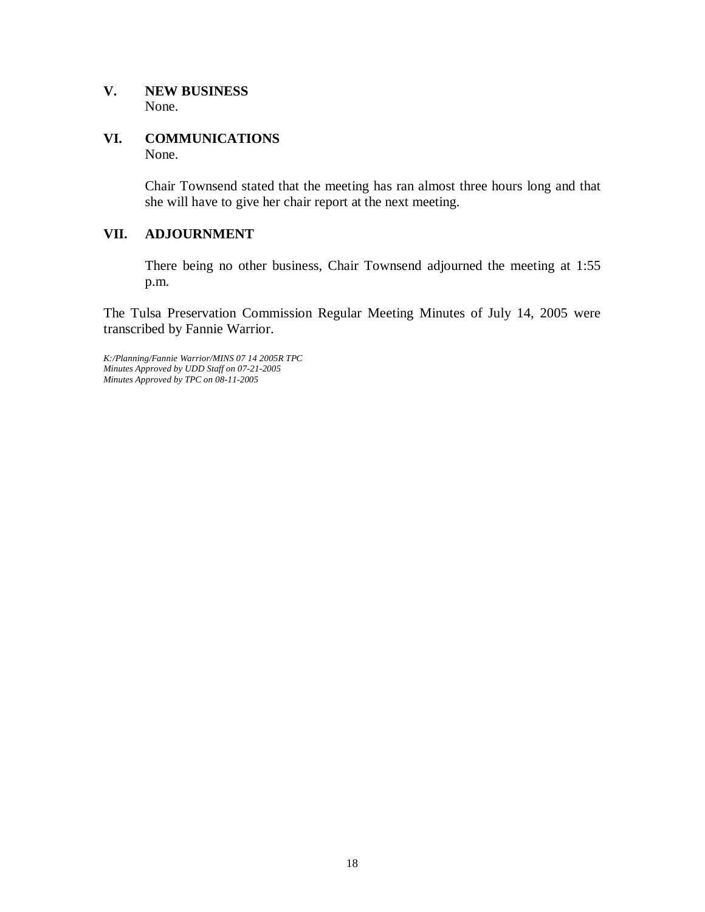## V. NEW BUSINESS

None.

## VI. COMMUNICATIONS

None.

Chair Townsend stated that the meeting has ran almost three hours long and that she will have to give her chair report at the next meeting.

## VII. ADJOURNMENT

There being no other business, Chair Townsend adjourned the meeting at 1:55 p.m.

The Tulsa Preservation Commission Regular Meeting Minutes of July 14, 2005 were transcribed by Fannie Warrior.

*K:/Planning/Fannie Warrior/MINS 07 14 2005R TPC*
*Minutes Approved by UDD Staff on 07-21-2005*
*Minutes Approved by TPC on 08-11-2005*